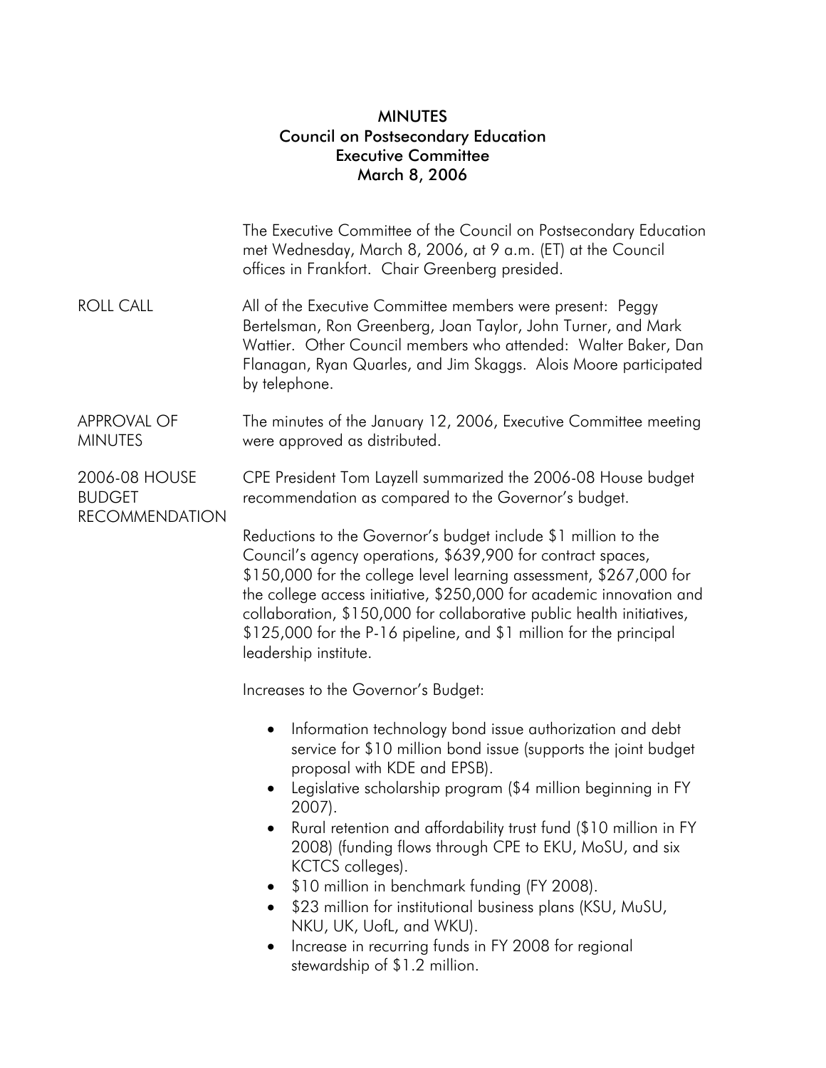# MINUTES
## Council on Postsecondary Education
## Executive Committee
## March 8, 2006

The Executive Committee of the Council on Postsecondary Education met Wednesday, March 8, 2006, at 9 a.m. (ET) at the Council offices in Frankfort. Chair Greenberg presided.

**ROLL CALL**

All of the Executive Committee members were present: Peggy Bertelsman, Ron Greenberg, Joan Taylor, John Turner, and Mark Wattier. Other Council members who attended: Walter Baker, Dan Flanagan, Ryan Quarles, and Jim Skaggs. Alois Moore participated by telephone.

**APPROVAL OF MINUTES**

The minutes of the January 12, 2006, Executive Committee meeting were approved as distributed.

**2006-08 HOUSE BUDGET RECOMMENDATION**

CPE President Tom Layzell summarized the 2006-08 House budget recommendation as compared to the Governor's budget.

Reductions to the Governor's budget include $1 million to the Council's agency operations, $639,900 for contract spaces, $150,000 for the college level learning assessment, $267,000 for the college access initiative, $250,000 for academic innovation and collaboration, $150,000 for collaborative public health initiatives, $125,000 for the P-16 pipeline, and $1 million for the principal leadership institute.

Increases to the Governor's Budget:

- Information technology bond issue authorization and debt service for $10 million bond issue (supports the joint budget proposal with KDE and EPSB).
- Legislative scholarship program ($4 million beginning in FY 2007).
- Rural retention and affordability trust fund ($10 million in FY 2008) (funding flows through CPE to EKU, MoSU, and six KCTCS colleges).
- $10 million in benchmark funding (FY 2008).
- $23 million for institutional business plans (KSU, MuSU, NKU, UK, UofL, and WKU).
- Increase in recurring funds in FY 2008 for regional stewardship of $1.2 million.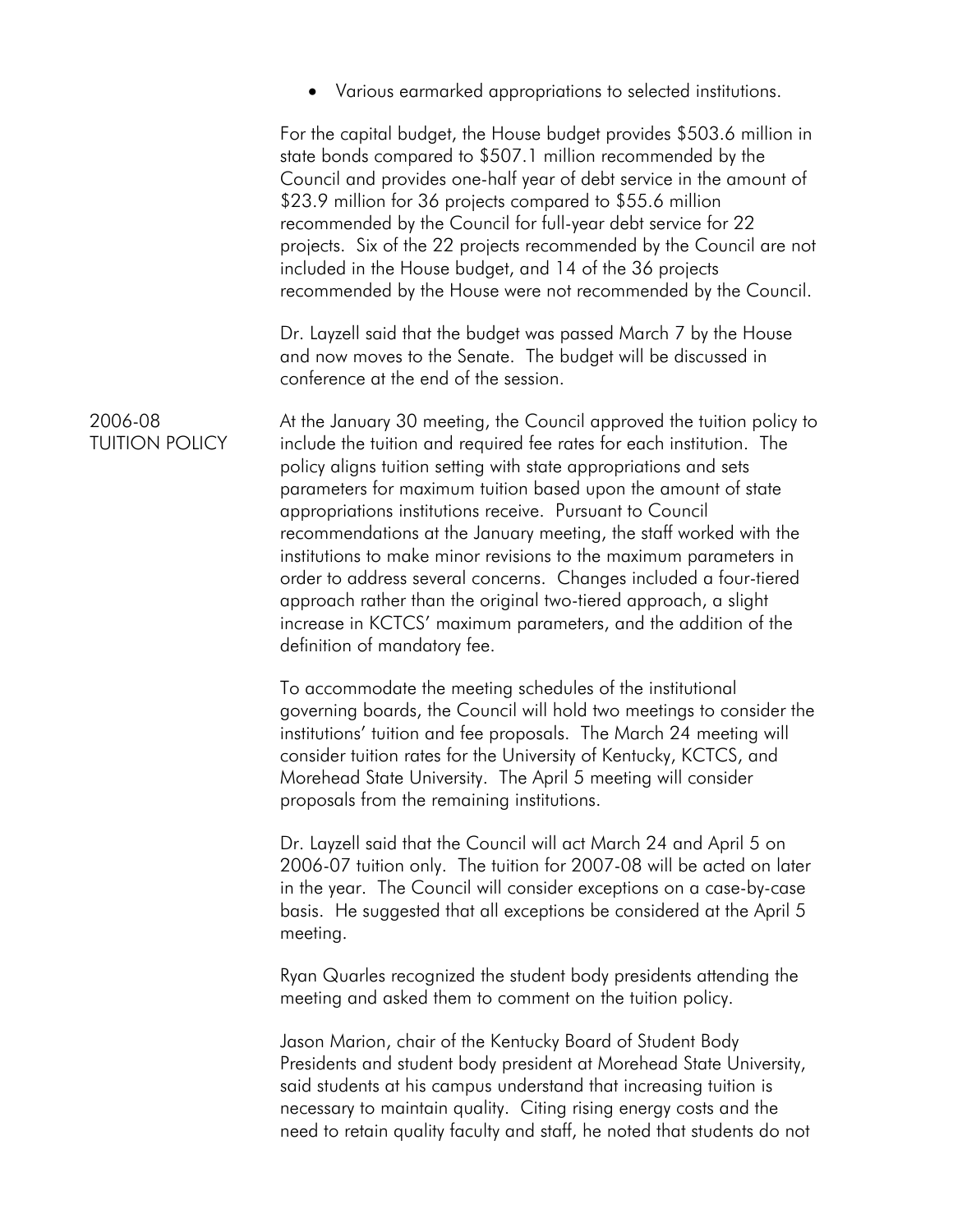- Various earmarked appropriations to selected institutions.

For the capital budget, the House budget provides \$503.6 million in state bonds compared to \$507.1 million recommended by the Council and provides one-half year of debt service in the amount of \$23.9 million for 36 projects compared to \$55.6 million recommended by the Council for full-year debt service for 22 projects. Six of the 22 projects recommended by the Council are not included in the House budget, and 14 of the 36 projects recommended by the House were not recommended by the Council.

Dr. Layzell said that the budget was passed March 7 by the House and now moves to the Senate. The budget will be discussed in conference at the end of the session.

## 2006-08 TUITION POLICY

At the January 30 meeting, the Council approved the tuition policy to include the tuition and required fee rates for each institution. The policy aligns tuition setting with state appropriations and sets parameters for maximum tuition based upon the amount of state appropriations institutions receive. Pursuant to Council recommendations at the January meeting, the staff worked with the institutions to make minor revisions to the maximum parameters in order to address several concerns. Changes included a four-tiered approach rather than the original two-tiered approach, a slight increase in KCTCS' maximum parameters, and the addition of the definition of mandatory fee.

To accommodate the meeting schedules of the institutional governing boards, the Council will hold two meetings to consider the institutions' tuition and fee proposals. The March 24 meeting will consider tuition rates for the University of Kentucky, KCTCS, and Morehead State University. The April 5 meeting will consider proposals from the remaining institutions.

Dr. Layzell said that the Council will act March 24 and April 5 on 2006-07 tuition only. The tuition for 2007-08 will be acted on later in the year. The Council will consider exceptions on a case-by-case basis. He suggested that all exceptions be considered at the April 5 meeting.

Ryan Quarles recognized the student body presidents attending the meeting and asked them to comment on the tuition policy.

Jason Marion, chair of the Kentucky Board of Student Body Presidents and student body president at Morehead State University, said students at his campus understand that increasing tuition is necessary to maintain quality. Citing rising energy costs and the need to retain quality faculty and staff, he noted that students do not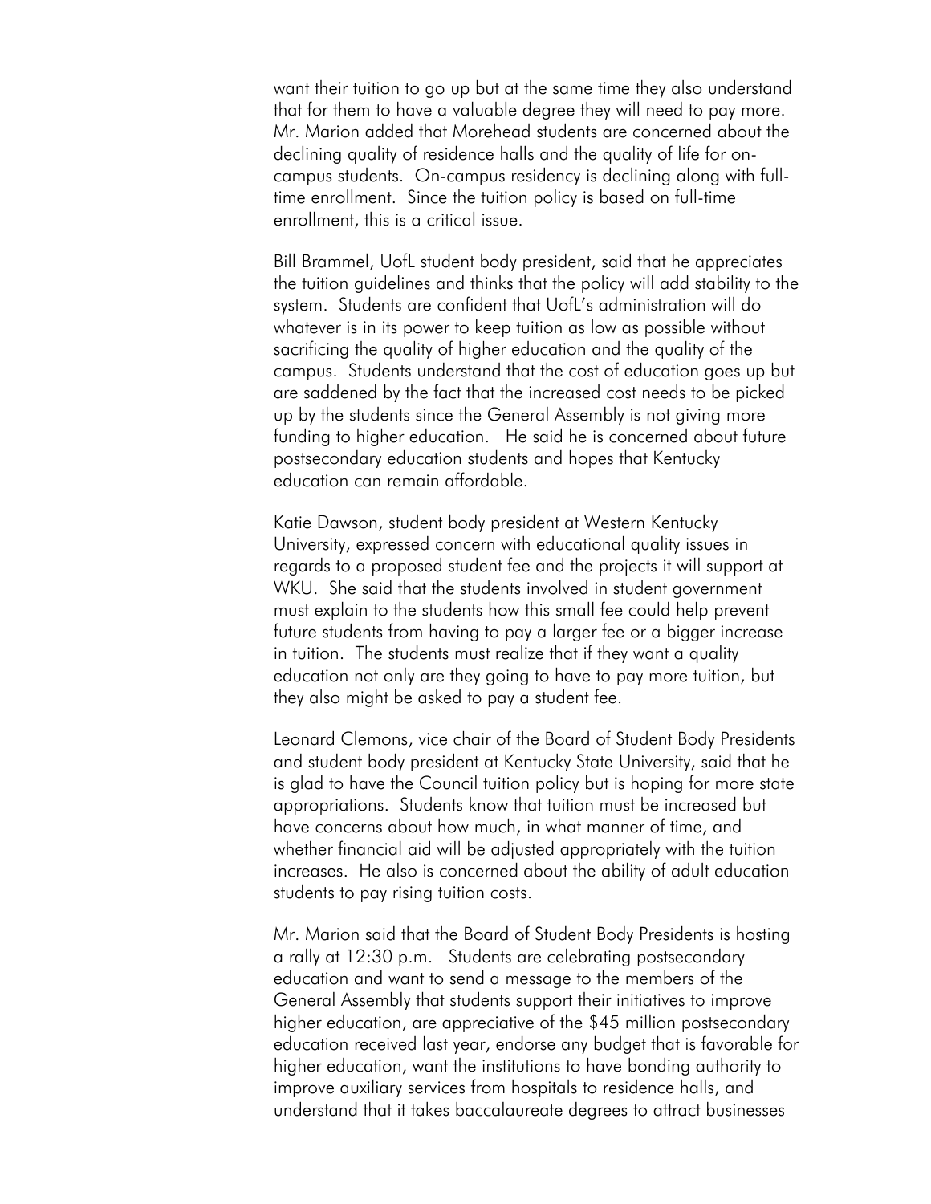want their tuition to go up but at the same time they also understand that for them to have a valuable degree they will need to pay more. Mr. Marion added that Morehead students are concerned about the declining quality of residence halls and the quality of life for on-campus students. On-campus residency is declining along with full-time enrollment. Since the tuition policy is based on full-time enrollment, this is a critical issue.

Bill Brammel, UofL student body president, said that he appreciates the tuition guidelines and thinks that the policy will add stability to the system. Students are confident that UofL's administration will do whatever is in its power to keep tuition as low as possible without sacrificing the quality of higher education and the quality of the campus. Students understand that the cost of education goes up but are saddened by the fact that the increased cost needs to be picked up by the students since the General Assembly is not giving more funding to higher education. He said he is concerned about future postsecondary education students and hopes that Kentucky education can remain affordable.

Katie Dawson, student body president at Western Kentucky University, expressed concern with educational quality issues in regards to a proposed student fee and the projects it will support at WKU. She said that the students involved in student government must explain to the students how this small fee could help prevent future students from having to pay a larger fee or a bigger increase in tuition. The students must realize that if they want a quality education not only are they going to have to pay more tuition, but they also might be asked to pay a student fee.

Leonard Clemons, vice chair of the Board of Student Body Presidents and student body president at Kentucky State University, said that he is glad to have the Council tuition policy but is hoping for more state appropriations. Students know that tuition must be increased but have concerns about how much, in what manner of time, and whether financial aid will be adjusted appropriately with the tuition increases. He also is concerned about the ability of adult education students to pay rising tuition costs.

Mr. Marion said that the Board of Student Body Presidents is hosting a rally at 12:30 p.m. Students are celebrating postsecondary education and want to send a message to the members of the General Assembly that students support their initiatives to improve higher education, are appreciative of the $45 million postsecondary education received last year, endorse any budget that is favorable for higher education, want the institutions to have bonding authority to improve auxiliary services from hospitals to residence halls, and understand that it takes baccalaureate degrees to attract businesses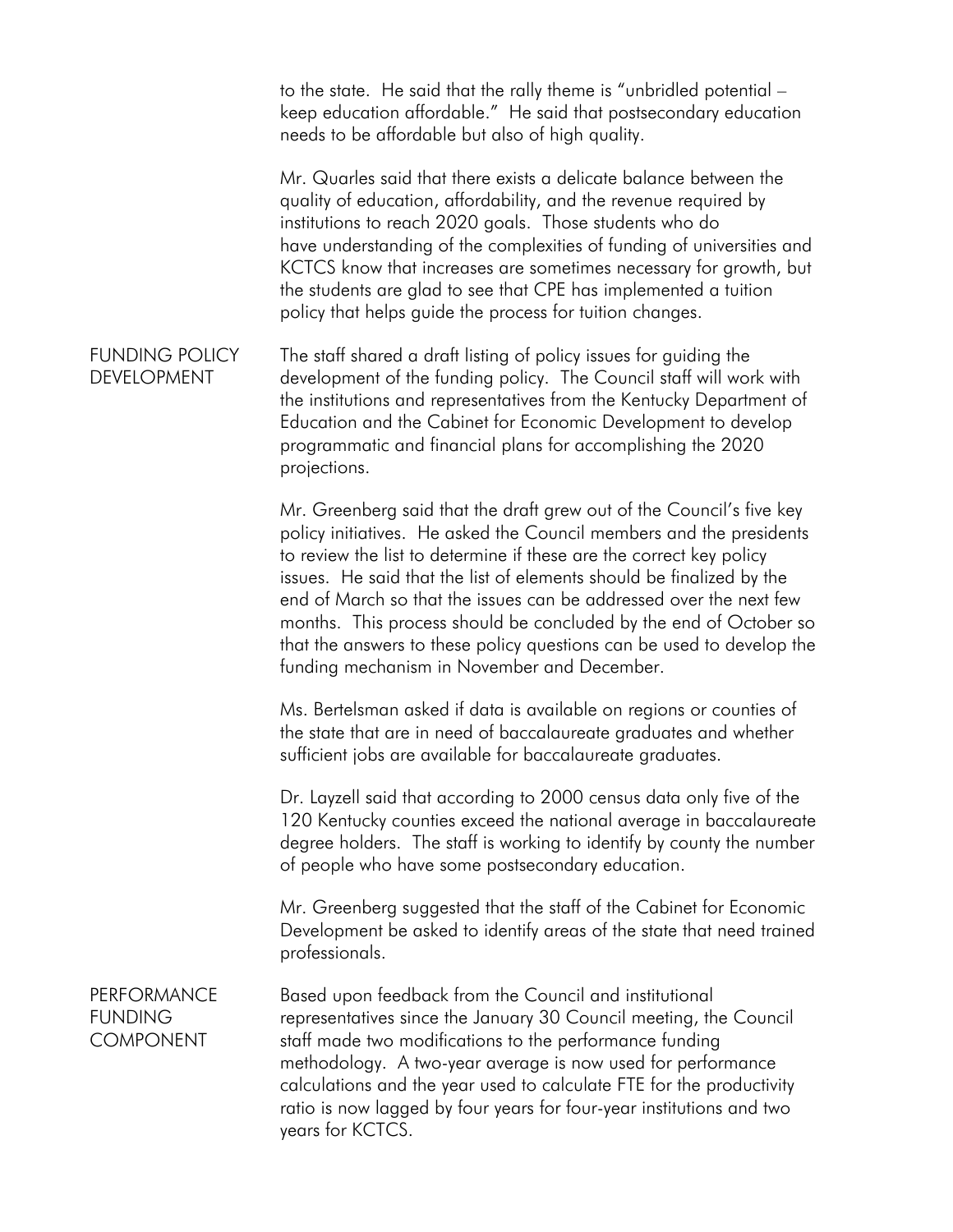to the state. He said that the rally theme is "unbridled potential – keep education affordable." He said that postsecondary education needs to be affordable but also of high quality.

Mr. Quarles said that there exists a delicate balance between the quality of education, affordability, and the revenue required by institutions to reach 2020 goals. Those students who do have understanding of the complexities of funding of universities and KCTCS know that increases are sometimes necessary for growth, but the students are glad to see that CPE has implemented a tuition policy that helps guide the process for tuition changes.

## FUNDING POLICY DEVELOPMENT

The staff shared a draft listing of policy issues for guiding the development of the funding policy. The Council staff will work with the institutions and representatives from the Kentucky Department of Education and the Cabinet for Economic Development to develop programmatic and financial plans for accomplishing the 2020 projections.

Mr. Greenberg said that the draft grew out of the Council's five key policy initiatives. He asked the Council members and the presidents to review the list to determine if these are the correct key policy issues. He said that the list of elements should be finalized by the end of March so that the issues can be addressed over the next few months. This process should be concluded by the end of October so that the answers to these policy questions can be used to develop the funding mechanism in November and December.

Ms. Bertelsman asked if data is available on regions or counties of the state that are in need of baccalaureate graduates and whether sufficient jobs are available for baccalaureate graduates.

Dr. Layzell said that according to 2000 census data only five of the 120 Kentucky counties exceed the national average in baccalaureate degree holders. The staff is working to identify by county the number of people who have some postsecondary education.

Mr. Greenberg suggested that the staff of the Cabinet for Economic Development be asked to identify areas of the state that need trained professionals.

## PERFORMANCE FUNDING COMPONENT

Based upon feedback from the Council and institutional representatives since the January 30 Council meeting, the Council staff made two modifications to the performance funding methodology. A two-year average is now used for performance calculations and the year used to calculate FTE for the productivity ratio is now lagged by four years for four-year institutions and two years for KCTCS.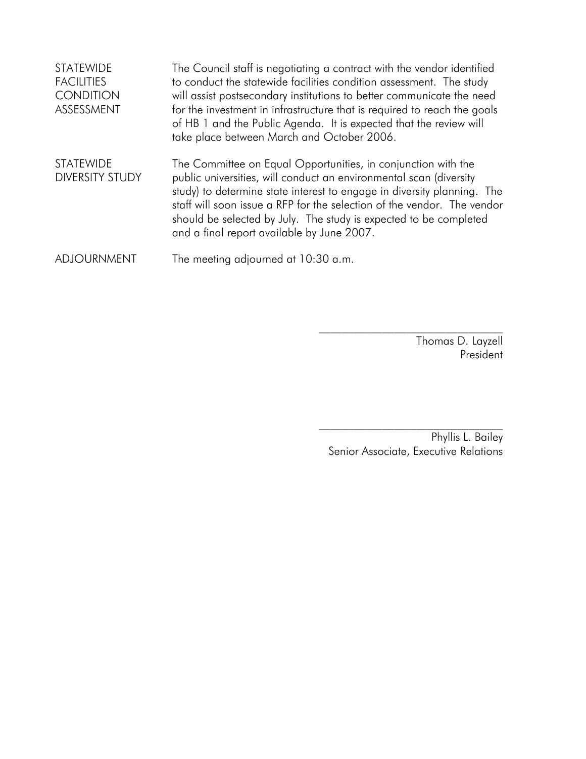**STATEWIDE FACILITIES CONDITION ASSESSMENT**

The Council staff is negotiating a contract with the vendor identified to conduct the statewide facilities condition assessment. The study will assist postsecondary institutions to better communicate the need for the investment in infrastructure that is required to reach the goals of HB 1 and the Public Agenda. It is expected that the review will take place between March and October 2006.

**STATEWIDE DIVERSITY STUDY**

The Committee on Equal Opportunities, in conjunction with the public universities, will conduct an environmental scan (diversity study) to determine state interest to engage in diversity planning. The staff will soon issue a RFP for the selection of the vendor. The vendor should be selected by July. The study is expected to be completed and a final report available by June 2007.

**ADJOURNMENT**

The meeting adjourned at 10:30 a.m.

\_\_\_\_\_\_\_\_\_\_\_\_\_\_\_\_\_\_\_\_\_\_\_\_\_\_\_\_\_\_\_\_\_\_\_\_

Thomas D. Layzell
President

\_\_\_\_\_\_\_\_\_\_\_\_\_\_\_\_\_\_\_\_\_\_\_\_\_\_\_\_\_\_\_\_\_\_\_\_

Phyllis L. Bailey
Senior Associate, Executive Relations